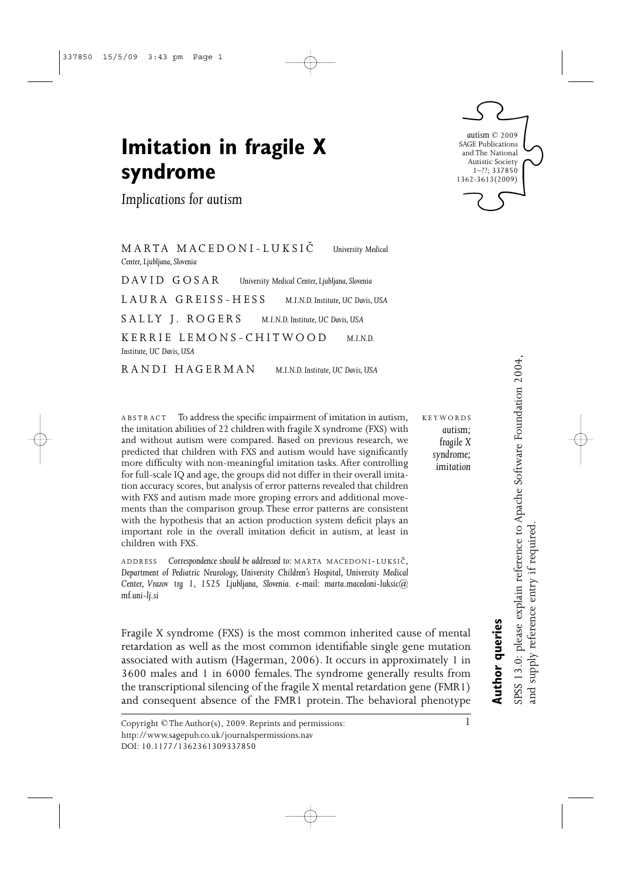# Imitation in fragile X syndrome

*Implications for autism*

MARTA MACEDONI-LUKSIČ *University Medical Center, Ljubljana, Slovenia*

DAVID GOSAR *University Medical Center, Ljubljana, Slovenia*

LAURA GREISS-HESS *M.I.N.D. Institute, UC Davis, USA*

SALLY J. ROGERS *M.I.N.D. Institute, UC Davis, USA*

KERRIE LEMONS-CHITWOOD *M.I.N.D. Institute, UC Davis, USA*

RANDI HAGERMAN *M.I.N.D. Institute, UC Davis, USA*

ABSTRACT To address the specific impairment of imitation in autism, the imitation abilities of 22 children with fragile X syndrome (FXS) with and without autism were compared. Based on previous research, we predicted that children with FXS and autism would have significantly more difficulty with non-meaningful imitation tasks. After controlling for full-scale IQ and age, the groups did not differ in their overall imitation accuracy scores, but analysis of error patterns revealed that children with FXS and autism made more groping errors and additional movements than the comparison group. These error patterns are consistent with the hypothesis that an action production system deficit plays an important role in the overall imitation deficit in autism, at least in children with FXS.

KEYWORDS *autism; fragile X syndrome; imitation*

ADDRESS *Correspondence should be addressed to:* MARTA MACEDONI-LUKSIČ, *Department of Pediatric Neurology, University Children's Hospital, University Medical Center, Vrazov trg 1, 1525 Ljubljana, Slovenia. e-mail: marta.macedoni-luksic@mf.uni-lj.si*

Fragile X syndrome (FXS) is the most common inherited cause of mental retardation as well as the most common identifiable single gene mutation associated with autism (Hagerman, 2006). It occurs in approximately 1 in 3600 males and 1 in 6000 females. The syndrome generally results from the transcriptional silencing of the fragile X mental retardation gene (FMR1) and consequent absence of the FMR1 protein. The behavioral phenotype

Copyright © The Author(s), 2009. Reprints and permissions: http://www.sagepub.co.uk/journalspermissions.nav
DOI: 10.1177/1362361309337850

**Author queries**

SPSS 13.0: please explain reference to Apache Software Foundation 2004, and supply reference entry if required.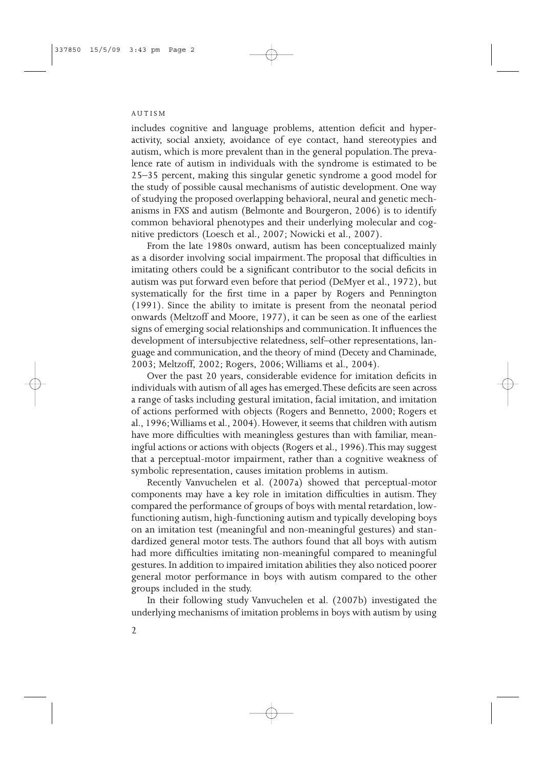includes cognitive and language problems, attention deficit and hyperactivity, social anxiety, avoidance of eye contact, hand stereotypies and autism, which is more prevalent than in the general population. The prevalence rate of autism in individuals with the syndrome is estimated to be 25–35 percent, making this singular genetic syndrome a good model for the study of possible causal mechanisms of autistic development. One way of studying the proposed overlapping behavioral, neural and genetic mechanisms in FXS and autism (Belmonte and Bourgeron, 2006) is to identify common behavioral phenotypes and their underlying molecular and cognitive predictors (Loesch et al., 2007; Nowicki et al., 2007).

From the late 1980s onward, autism has been conceptualized mainly as a disorder involving social impairment. The proposal that difficulties in imitating others could be a significant contributor to the social deficits in autism was put forward even before that period (DeMyer et al., 1972), but systematically for the first time in a paper by Rogers and Pennington (1991). Since the ability to imitate is present from the neonatal period onwards (Meltzoff and Moore, 1977), it can be seen as one of the earliest signs of emerging social relationships and communication. It influences the development of intersubjective relatedness, self–other representations, language and communication, and the theory of mind (Decety and Chaminade, 2003; Meltzoff, 2002; Rogers, 2006; Williams et al., 2004).

Over the past 20 years, considerable evidence for imitation deficits in individuals with autism of all ages has emerged. These deficits are seen across a range of tasks including gestural imitation, facial imitation, and imitation of actions performed with objects (Rogers and Bennetto, 2000; Rogers et al., 1996; Williams et al., 2004). However, it seems that children with autism have more difficulties with meaningless gestures than with familiar, meaningful actions or actions with objects (Rogers et al., 1996). This may suggest that a perceptual-motor impairment, rather than a cognitive weakness of symbolic representation, causes imitation problems in autism.

Recently Vanvuchelen et al. (2007a) showed that perceptual-motor components may have a key role in imitation difficulties in autism. They compared the performance of groups of boys with mental retardation, low-functioning autism, high-functioning autism and typically developing boys on an imitation test (meaningful and non-meaningful gestures) and standardized general motor tests. The authors found that all boys with autism had more difficulties imitating non-meaningful compared to meaningful gestures. In addition to impaired imitation abilities they also noticed poorer general motor performance in boys with autism compared to the other groups included in the study.

In their following study Vanvuchelen et al. (2007b) investigated the underlying mechanisms of imitation problems in boys with autism by using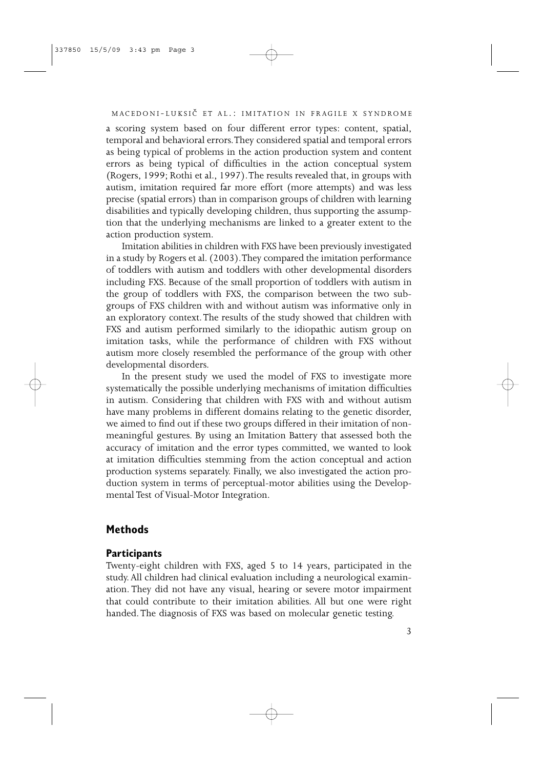a scoring system based on four different error types: content, spatial, temporal and behavioral errors. They considered spatial and temporal errors as being typical of problems in the action production system and content errors as being typical of difficulties in the action conceptual system (Rogers, 1999; Rothi et al., 1997). The results revealed that, in groups with autism, imitation required far more effort (more attempts) and was less precise (spatial errors) than in comparison groups of children with learning disabilities and typically developing children, thus supporting the assumption that the underlying mechanisms are linked to a greater extent to the action production system.

Imitation abilities in children with FXS have been previously investigated in a study by Rogers et al. (2003). They compared the imitation performance of toddlers with autism and toddlers with other developmental disorders including FXS. Because of the small proportion of toddlers with autism in the group of toddlers with FXS, the comparison between the two subgroups of FXS children with and without autism was informative only in an exploratory context. The results of the study showed that children with FXS and autism performed similarly to the idiopathic autism group on imitation tasks, while the performance of children with FXS without autism more closely resembled the performance of the group with other developmental disorders.

In the present study we used the model of FXS to investigate more systematically the possible underlying mechanisms of imitation difficulties in autism. Considering that children with FXS with and without autism have many problems in different domains relating to the genetic disorder, we aimed to find out if these two groups differed in their imitation of non-meaningful gestures. By using an Imitation Battery that assessed both the accuracy of imitation and the error types committed, we wanted to look at imitation difficulties stemming from the action conceptual and action production systems separately. Finally, we also investigated the action production system in terms of perceptual-motor abilities using the Developmental Test of Visual-Motor Integration.

## Methods

### Participants

Twenty-eight children with FXS, aged 5 to 14 years, participated in the study. All children had clinical evaluation including a neurological examination. They did not have any visual, hearing or severe motor impairment that could contribute to their imitation abilities. All but one were right handed. The diagnosis of FXS was based on molecular genetic testing.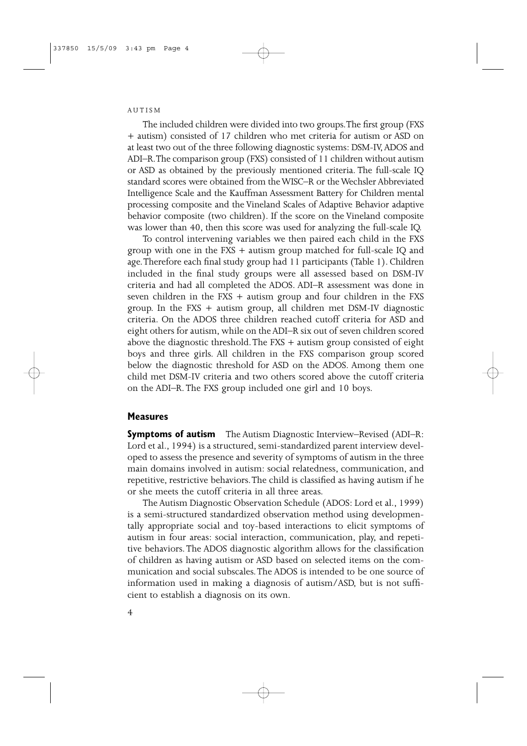The included children were divided into two groups. The first group (FXS + autism) consisted of 17 children who met criteria for autism or ASD on at least two out of the three following diagnostic systems: DSM-IV, ADOS and ADI–R. The comparison group (FXS) consisted of 11 children without autism or ASD as obtained by the previously mentioned criteria. The full-scale IQ standard scores were obtained from the WISC–R or the Wechsler Abbreviated Intelligence Scale and the Kauffman Assessment Battery for Children mental processing composite and the Vineland Scales of Adaptive Behavior adaptive behavior composite (two children). If the score on the Vineland composite was lower than 40, then this score was used for analyzing the full-scale IQ.

To control intervening variables we then paired each child in the FXS group with one in the FXS + autism group matched for full-scale IQ and age. Therefore each final study group had 11 participants (Table 1). Children included in the final study groups were all assessed based on DSM-IV criteria and had all completed the ADOS. ADI–R assessment was done in seven children in the FXS + autism group and four children in the FXS group. In the FXS + autism group, all children met DSM-IV diagnostic criteria. On the ADOS three children reached cutoff criteria for ASD and eight others for autism, while on the ADI–R six out of seven children scored above the diagnostic threshold. The FXS + autism group consisted of eight boys and three girls. All children in the FXS comparison group scored below the diagnostic threshold for ASD on the ADOS. Among them one child met DSM-IV criteria and two others scored above the cutoff criteria on the ADI–R. The FXS group included one girl and 10 boys.

## Measures

**Symptoms of autism** The Autism Diagnostic Interview–Revised (ADI–R: Lord et al., 1994) is a structured, semi-standardized parent interview developed to assess the presence and severity of symptoms of autism in the three main domains involved in autism: social relatedness, communication, and repetitive, restrictive behaviors. The child is classified as having autism if he or she meets the cutoff criteria in all three areas.

The Autism Diagnostic Observation Schedule (ADOS: Lord et al., 1999) is a semi-structured standardized observation method using developmentally appropriate social and toy-based interactions to elicit symptoms of autism in four areas: social interaction, communication, play, and repetitive behaviors. The ADOS diagnostic algorithm allows for the classification of children as having autism or ASD based on selected items on the communication and social subscales. The ADOS is intended to be one source of information used in making a diagnosis of autism/ASD, but is not sufficient to establish a diagnosis on its own.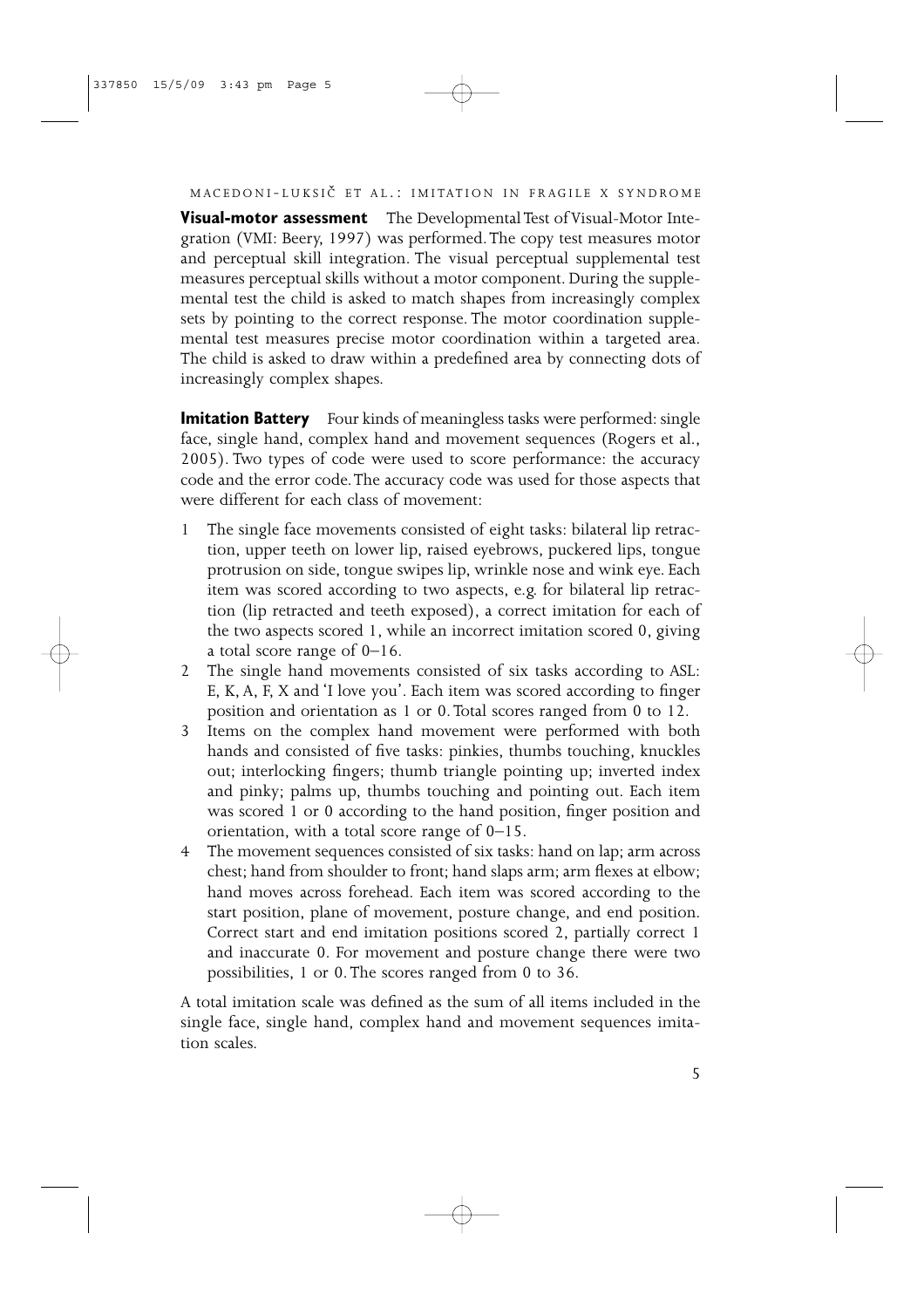**Visual-motor assessment** The Developmental Test of Visual-Motor Integration (VMI: Beery, 1997) was performed. The copy test measures motor and perceptual skill integration. The visual perceptual supplemental test measures perceptual skills without a motor component. During the supplemental test the child is asked to match shapes from increasingly complex sets by pointing to the correct response. The motor coordination supplemental test measures precise motor coordination within a targeted area. The child is asked to draw within a predefined area by connecting dots of increasingly complex shapes.

**Imitation Battery** Four kinds of meaningless tasks were performed: single face, single hand, complex hand and movement sequences (Rogers et al., 2005). Two types of code were used to score performance: the accuracy code and the error code. The accuracy code was used for those aspects that were different for each class of movement:

1. The single face movements consisted of eight tasks: bilateral lip retraction, upper teeth on lower lip, raised eyebrows, puckered lips, tongue protrusion on side, tongue swipes lip, wrinkle nose and wink eye. Each item was scored according to two aspects, e.g. for bilateral lip retraction (lip retracted and teeth exposed), a correct imitation for each of the two aspects scored 1, while an incorrect imitation scored 0, giving a total score range of 0–16.
2. The single hand movements consisted of six tasks according to ASL: E, K, A, F, X and 'I love you'. Each item was scored according to finger position and orientation as 1 or 0. Total scores ranged from 0 to 12.
3. Items on the complex hand movement were performed with both hands and consisted of five tasks: pinkies, thumbs touching, knuckles out; interlocking fingers; thumb triangle pointing up; inverted index and pinky; palms up, thumbs touching and pointing out. Each item was scored 1 or 0 according to the hand position, finger position and orientation, with a total score range of 0–15.
4. The movement sequences consisted of six tasks: hand on lap; arm across chest; hand from shoulder to front; hand slaps arm; arm flexes at elbow; hand moves across forehead. Each item was scored according to the start position, plane of movement, posture change, and end position. Correct start and end imitation positions scored 2, partially correct 1 and inaccurate 0. For movement and posture change there were two possibilities, 1 or 0. The scores ranged from 0 to 36.

A total imitation scale was defined as the sum of all items included in the single face, single hand, complex hand and movement sequences imitation scales.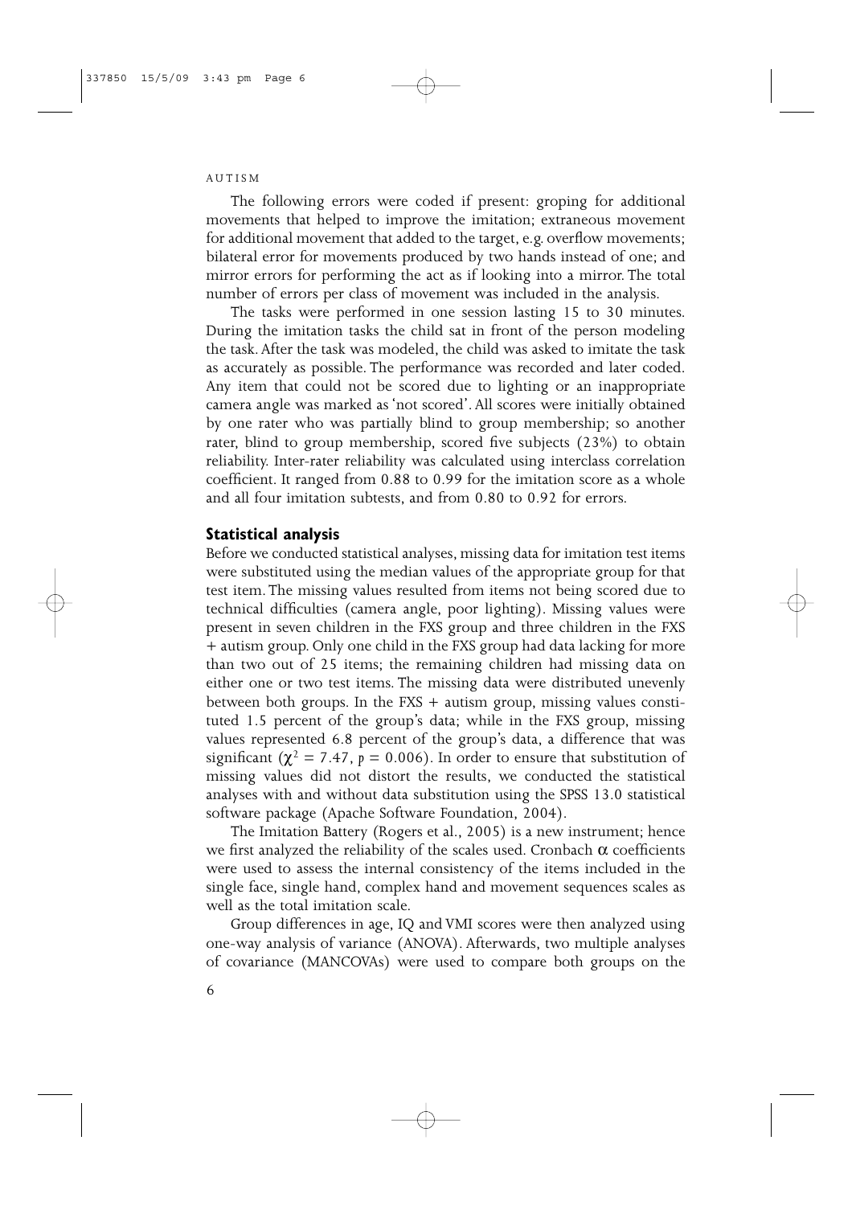The following errors were coded if present: groping for additional movements that helped to improve the imitation; extraneous movement for additional movement that added to the target, e.g. overflow movements; bilateral error for movements produced by two hands instead of one; and mirror errors for performing the act as if looking into a mirror. The total number of errors per class of movement was included in the analysis.

The tasks were performed in one session lasting 15 to 30 minutes. During the imitation tasks the child sat in front of the person modeling the task. After the task was modeled, the child was asked to imitate the task as accurately as possible. The performance was recorded and later coded. Any item that could not be scored due to lighting or an inappropriate camera angle was marked as 'not scored'. All scores were initially obtained by one rater who was partially blind to group membership; so another rater, blind to group membership, scored five subjects (23%) to obtain reliability. Inter-rater reliability was calculated using interclass correlation coefficient. It ranged from 0.88 to 0.99 for the imitation score as a whole and all four imitation subtests, and from 0.80 to 0.92 for errors.

## Statistical analysis

Before we conducted statistical analyses, missing data for imitation test items were substituted using the median values of the appropriate group for that test item. The missing values resulted from items not being scored due to technical difficulties (camera angle, poor lighting). Missing values were present in seven children in the FXS group and three children in the FXS + autism group. Only one child in the FXS group had data lacking for more than two out of 25 items; the remaining children had missing data on either one or two test items. The missing data were distributed unevenly between both groups. In the FXS + autism group, missing values constituted 1.5 percent of the group's data; while in the FXS group, missing values represented 6.8 percent of the group's data, a difference that was significant ($\chi^2 = 7.47$, $p = 0.006$). In order to ensure that substitution of missing values did not distort the results, we conducted the statistical analyses with and without data substitution using the SPSS 13.0 statistical software package (Apache Software Foundation, 2004).

The Imitation Battery (Rogers et al., 2005) is a new instrument; hence we first analyzed the reliability of the scales used. Cronbach $\alpha$ coefficients were used to assess the internal consistency of the items included in the single face, single hand, complex hand and movement sequences scales as well as the total imitation scale.

Group differences in age, IQ and VMI scores were then analyzed using one-way analysis of variance (ANOVA). Afterwards, two multiple analyses of covariance (MANCOVAs) were used to compare both groups on the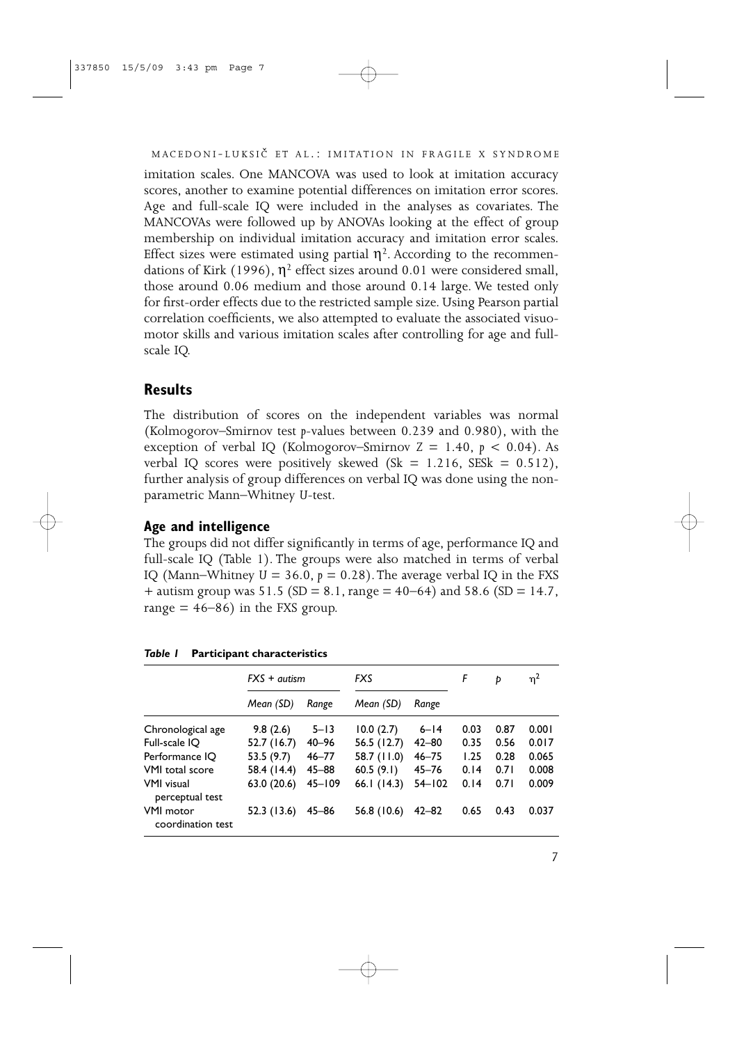imitation scales. One MANCOVA was used to look at imitation accuracy scores, another to examine potential differences on imitation error scores. Age and full-scale IQ were included in the analyses as covariates. The MANCOVAs were followed up by ANOVAs looking at the effect of group membership on individual imitation accuracy and imitation error scales. Effect sizes were estimated using partial $\eta^2$. According to the recommendations of Kirk (1996), $\eta^2$ effect sizes around 0.01 were considered small, those around 0.06 medium and those around 0.14 large. We tested only for first-order effects due to the restricted sample size. Using Pearson partial correlation coefficients, we also attempted to evaluate the associated visuomotor skills and various imitation scales after controlling for age and full-scale IQ.

## Results

The distribution of scores on the independent variables was normal (Kolmogorov–Smirnov test *p*-values between 0.239 and 0.980), with the exception of verbal IQ (Kolmogorov–Smirnov $Z = 1.40$, $p < 0.04$). As verbal IQ scores were positively skewed ($Sk = 1.216$, $SESk = 0.512$), further analysis of group differences on verbal IQ was done using the non-parametric Mann–Whitney *U*-test.

### Age and intelligence

The groups did not differ significantly in terms of age, performance IQ and full-scale IQ (Table 1). The groups were also matched in terms of verbal IQ (Mann–Whitney $U = 36.0$, $p = 0.28$). The average verbal IQ in the FXS + autism group was 51.5 (SD = 8.1, range = 40–64) and 58.6 (SD = 14.7, range = 46–86) in the FXS group.

***Table 1*** **Participant characteristics**

| | *FXS + autism* | | *FXS* | | *F* | *p* | $\eta^2$ |
|---|---|---|---|---|---|---|---|
| | *Mean (SD)* | *Range* | *Mean (SD)* | *Range* | | | |
| Chronological age | 9.8 (2.6) | 5–13 | 10.0 (2.7) | 6–14 | 0.03 | 0.87 | 0.001 |
| Full-scale IQ | 52.7 (16.7) | 40–96 | 56.5 (12.7) | 42–80 | 0.35 | 0.56 | 0.017 |
| Performance IQ | 53.5 (9.7) | 46–77 | 58.7 (11.0) | 46–75 | 1.25 | 0.28 | 0.065 |
| VMI total score | 58.4 (14.4) | 45–88 | 60.5 (9.1) | 45–76 | 0.14 | 0.71 | 0.008 |
| VMI visual perceptual test | 63.0 (20.6) | 45–109 | 66.1 (14.3) | 54–102 | 0.14 | 0.71 | 0.009 |
| VMI motor coordination test | 52.3 (13.6) | 45–86 | 56.8 (10.6) | 42–82 | 0.65 | 0.43 | 0.037 |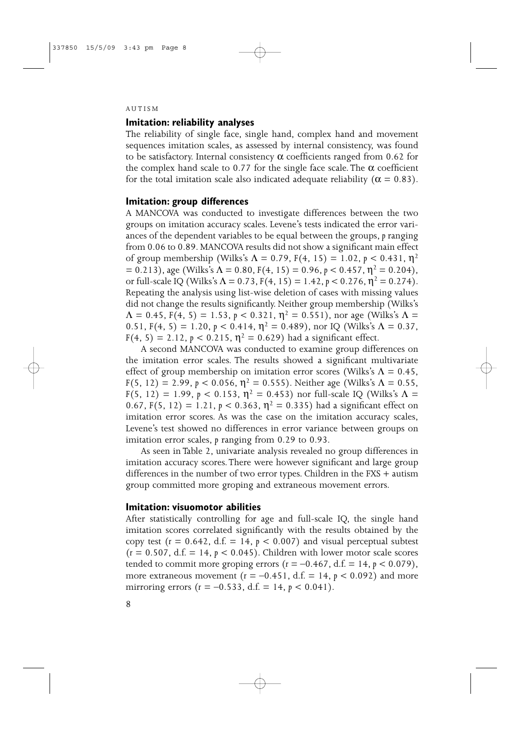## Imitation: reliability analyses

The reliability of single face, single hand, complex hand and movement sequences imitation scales, as assessed by internal consistency, was found to be satisfactory. Internal consistency $\alpha$ coefficients ranged from 0.62 for the complex hand scale to 0.77 for the single face scale. The $\alpha$ coefficient for the total imitation scale also indicated adequate reliability ($\alpha = 0.83$).

## Imitation: group differences

A MANCOVA was conducted to investigate differences between the two groups on imitation accuracy scales. Levene's tests indicated the error variances of the dependent variables to be equal between the groups, $p$ ranging from 0.06 to 0.89. MANCOVA results did not show a significant main effect of group membership (Wilks's $\Lambda = 0.79$, $F(4, 15) = 1.02$, $p < 0.431$, $\eta^2 = 0.213$), age (Wilks's $\Lambda = 0.80$, $F(4, 15) = 0.96$, $p < 0.457$, $\eta^2 = 0.204$), or full-scale IQ (Wilks's $\Lambda = 0.73$, $F(4, 15) = 1.42$, $p < 0.276$, $\eta^2 = 0.274$). Repeating the analysis using list-wise deletion of cases with missing values did not change the results significantly. Neither group membership (Wilks's $\Lambda = 0.45$, $F(4, 5) = 1.53$, $p < 0.321$, $\eta^2 = 0.551$), nor age (Wilks's $\Lambda = 0.51$, $F(4, 5) = 1.20$, $p < 0.414$, $\eta^2 = 0.489$), nor IQ (Wilks's $\Lambda = 0.37$, $F(4, 5) = 2.12$, $p < 0.215$, $\eta^2 = 0.629$) had a significant effect.

A second MANCOVA was conducted to examine group differences on the imitation error scales. The results showed a significant multivariate effect of group membership on imitation error scores (Wilks's $\Lambda = 0.45$, $F(5, 12) = 2.99$, $p < 0.056$, $\eta^2 = 0.555$). Neither age (Wilks's $\Lambda = 0.55$, $F(5, 12) = 1.99$, $p < 0.153$, $\eta^2 = 0.453$) nor full-scale IQ (Wilks's $\Lambda = 0.67$, $F(5, 12) = 1.21$, $p < 0.363$, $\eta^2 = 0.335$) had a significant effect on imitation error scores. As was the case on the imitation accuracy scales, Levene's test showed no differences in error variance between groups on imitation error scales, $p$ ranging from 0.29 to 0.93.

As seen in Table 2, univariate analysis revealed no group differences in imitation accuracy scores. There were however significant and large group differences in the number of two error types. Children in the FXS + autism group committed more groping and extraneous movement errors.

## Imitation: visuomotor abilities

After statistically controlling for age and full-scale IQ, the single hand imitation scores correlated significantly with the results obtained by the copy test ($r = 0.642$, d.f. $= 14$, $p < 0.007$) and visual perceptual subtest ($r = 0.507$, d.f. $= 14$, $p < 0.045$). Children with lower motor scale scores tended to commit more groping errors ($r = -0.467$, d.f. $= 14$, $p < 0.079$), more extraneous movement ($r = -0.451$, d.f. $= 14$, $p < 0.092$) and more mirroring errors ($r = -0.533$, d.f. $= 14$, $p < 0.041$).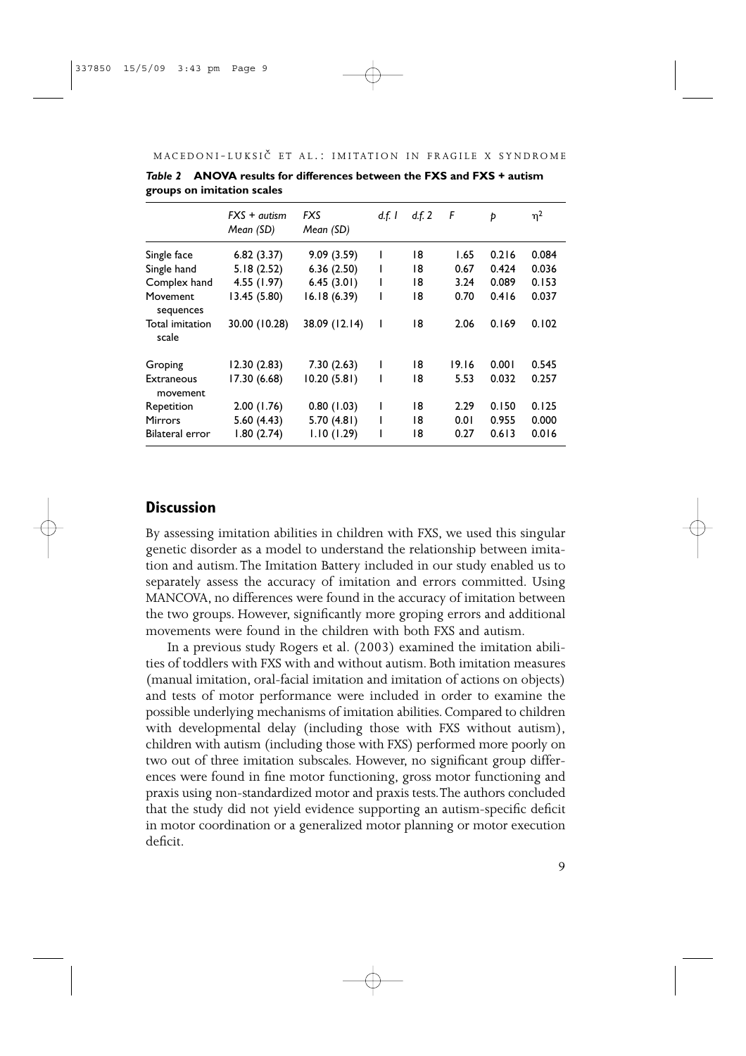*Table 2* **ANOVA results for differences between the FXS and FXS + autism groups on imitation scales**

| | *FXS + autism* *Mean (SD)* | *FXS* *Mean (SD)* | *d.f. 1* | *d.f. 2* | *F* | *p* | $\eta^2$ |
|---|---|---|---|---|---|---|---|
| Single face | 6.82 (3.37) | 9.09 (3.59) | 1 | 18 | 1.65 | 0.216 | 0.084 |
| Single hand | 5.18 (2.52) | 6.36 (2.50) | 1 | 18 | 0.67 | 0.424 | 0.036 |
| Complex hand | 4.55 (1.97) | 6.45 (3.01) | 1 | 18 | 3.24 | 0.089 | 0.153 |
| Movement sequences | 13.45 (5.80) | 16.18 (6.39) | 1 | 18 | 0.70 | 0.416 | 0.037 |
| Total imitation scale | 30.00 (10.28) | 38.09 (12.14) | 1 | 18 | 2.06 | 0.169 | 0.102 |
| Groping | 12.30 (2.83) | 7.30 (2.63) | 1 | 18 | 19.16 | 0.001 | 0.545 |
| Extraneous movement | 17.30 (6.68) | 10.20 (5.81) | 1 | 18 | 5.53 | 0.032 | 0.257 |
| Repetition | 2.00 (1.76) | 0.80 (1.03) | 1 | 18 | 2.29 | 0.150 | 0.125 |
| Mirrors | 5.60 (4.43) | 5.70 (4.81) | 1 | 18 | 0.01 | 0.955 | 0.000 |
| Bilateral error | 1.80 (2.74) | 1.10 (1.29) | 1 | 18 | 0.27 | 0.613 | 0.016 |

## Discussion

By assessing imitation abilities in children with FXS, we used this singular genetic disorder as a model to understand the relationship between imitation and autism. The Imitation Battery included in our study enabled us to separately assess the accuracy of imitation and errors committed. Using MANCOVA, no differences were found in the accuracy of imitation between the two groups. However, significantly more groping errors and additional movements were found in the children with both FXS and autism.

In a previous study Rogers et al. (2003) examined the imitation abilities of toddlers with FXS with and without autism. Both imitation measures (manual imitation, oral-facial imitation and imitation of actions on objects) and tests of motor performance were included in order to examine the possible underlying mechanisms of imitation abilities. Compared to children with developmental delay (including those with FXS without autism), children with autism (including those with FXS) performed more poorly on two out of three imitation subscales. However, no significant group differences were found in fine motor functioning, gross motor functioning and praxis using non-standardized motor and praxis tests. The authors concluded that the study did not yield evidence supporting an autism-specific deficit in motor coordination or a generalized motor planning or motor execution deficit.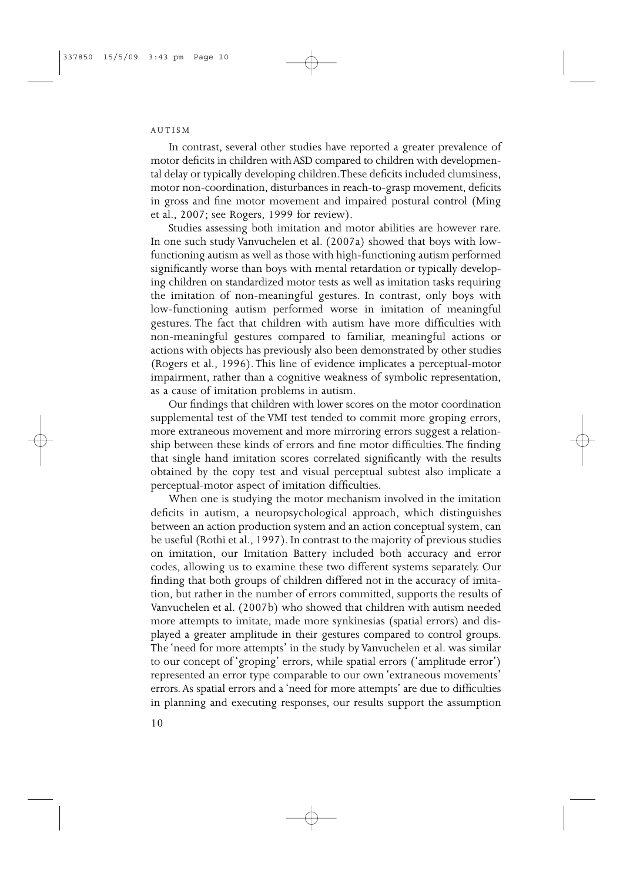In contrast, several other studies have reported a greater prevalence of motor deficits in children with ASD compared to children with developmental delay or typically developing children. These deficits included clumsiness, motor non-coordination, disturbances in reach-to-grasp movement, deficits in gross and fine motor movement and impaired postural control (Ming et al., 2007; see Rogers, 1999 for review).

Studies assessing both imitation and motor abilities are however rare. In one such study Vanvuchelen et al. (2007a) showed that boys with low-functioning autism as well as those with high-functioning autism performed significantly worse than boys with mental retardation or typically developing children on standardized motor tests as well as imitation tasks requiring the imitation of non-meaningful gestures. In contrast, only boys with low-functioning autism performed worse in imitation of meaningful gestures. The fact that children with autism have more difficulties with non-meaningful gestures compared to familiar, meaningful actions or actions with objects has previously also been demonstrated by other studies (Rogers et al., 1996). This line of evidence implicates a perceptual-motor impairment, rather than a cognitive weakness of symbolic representation, as a cause of imitation problems in autism.

Our findings that children with lower scores on the motor coordination supplemental test of the VMI test tended to commit more groping errors, more extraneous movement and more mirroring errors suggest a relationship between these kinds of errors and fine motor difficulties. The finding that single hand imitation scores correlated significantly with the results obtained by the copy test and visual perceptual subtest also implicate a perceptual-motor aspect of imitation difficulties.

When one is studying the motor mechanism involved in the imitation deficits in autism, a neuropsychological approach, which distinguishes between an action production system and an action conceptual system, can be useful (Rothi et al., 1997). In contrast to the majority of previous studies on imitation, our Imitation Battery included both accuracy and error codes, allowing us to examine these two different systems separately. Our finding that both groups of children differed not in the accuracy of imitation, but rather in the number of errors committed, supports the results of Vanvuchelen et al. (2007b) who showed that children with autism needed more attempts to imitate, made more synkinesias (spatial errors) and displayed a greater amplitude in their gestures compared to control groups. The 'need for more attempts' in the study by Vanvuchelen et al. was similar to our concept of 'groping' errors, while spatial errors ('amplitude error') represented an error type comparable to our own 'extraneous movements' errors. As spatial errors and a 'need for more attempts' are due to difficulties in planning and executing responses, our results support the assumption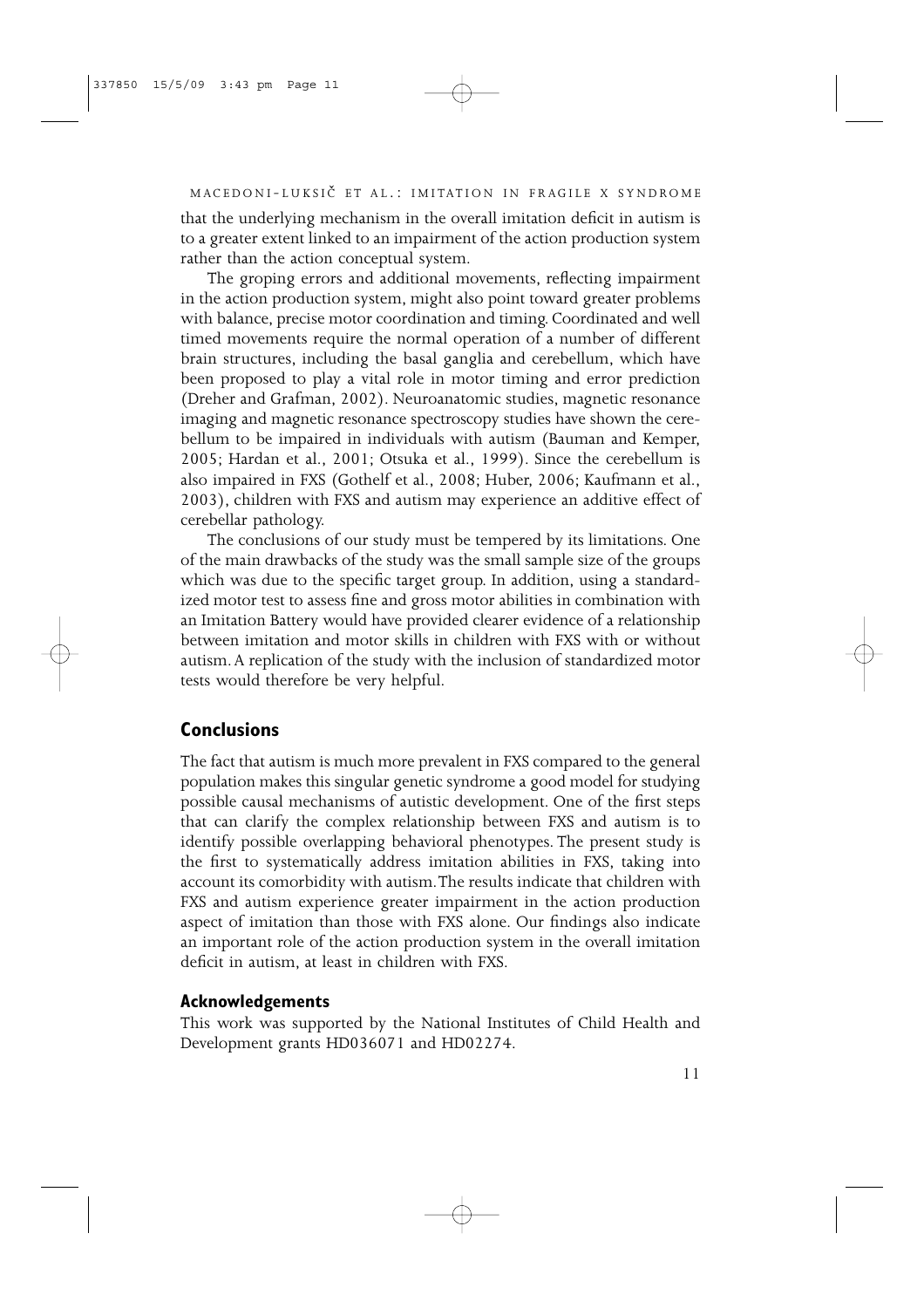that the underlying mechanism in the overall imitation deficit in autism is to a greater extent linked to an impairment of the action production system rather than the action conceptual system.

The groping errors and additional movements, reflecting impairment in the action production system, might also point toward greater problems with balance, precise motor coordination and timing. Coordinated and well timed movements require the normal operation of a number of different brain structures, including the basal ganglia and cerebellum, which have been proposed to play a vital role in motor timing and error prediction (Dreher and Grafman, 2002). Neuroanatomic studies, magnetic resonance imaging and magnetic resonance spectroscopy studies have shown the cerebellum to be impaired in individuals with autism (Bauman and Kemper, 2005; Hardan et al., 2001; Otsuka et al., 1999). Since the cerebellum is also impaired in FXS (Gothelf et al., 2008; Huber, 2006; Kaufmann et al., 2003), children with FXS and autism may experience an additive effect of cerebellar pathology.

The conclusions of our study must be tempered by its limitations. One of the main drawbacks of the study was the small sample size of the groups which was due to the specific target group. In addition, using a standardized motor test to assess fine and gross motor abilities in combination with an Imitation Battery would have provided clearer evidence of a relationship between imitation and motor skills in children with FXS with or without autism. A replication of the study with the inclusion of standardized motor tests would therefore be very helpful.

## Conclusions

The fact that autism is much more prevalent in FXS compared to the general population makes this singular genetic syndrome a good model for studying possible causal mechanisms of autistic development. One of the first steps that can clarify the complex relationship between FXS and autism is to identify possible overlapping behavioral phenotypes. The present study is the first to systematically address imitation abilities in FXS, taking into account its comorbidity with autism. The results indicate that children with FXS and autism experience greater impairment in the action production aspect of imitation than those with FXS alone. Our findings also indicate an important role of the action production system in the overall imitation deficit in autism, at least in children with FXS.

### Acknowledgements

This work was supported by the National Institutes of Child Health and Development grants HD036071 and HD02274.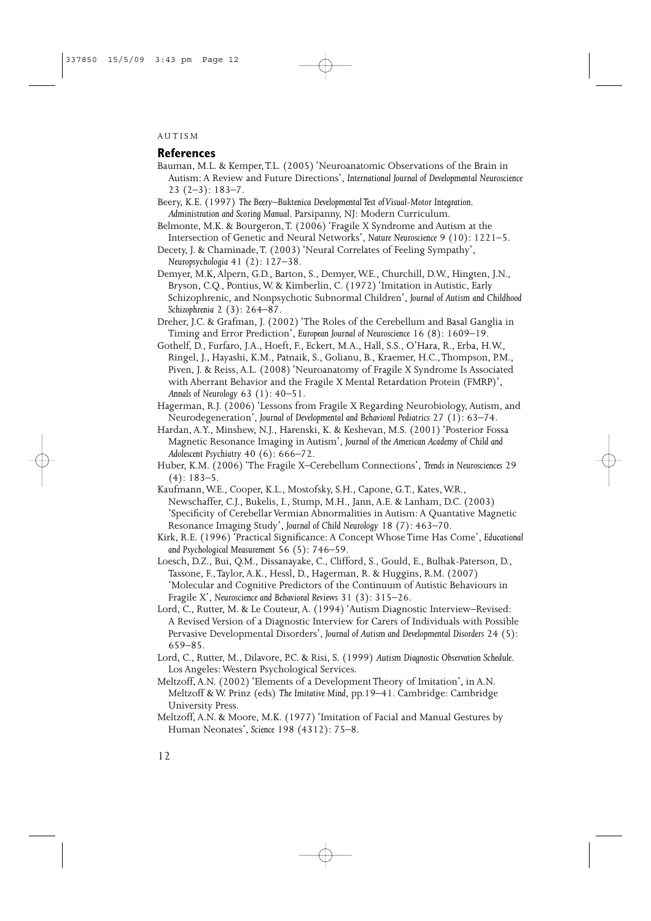## References

Bauman, M.L. & Kemper, T.L. (2005) 'Neuroanatomic Observations of the Brain in Autism: A Review and Future Directions', *International Journal of Developmental Neuroscience* 23 (2–3): 183–7.

Beery, K.E. (1997) *The Beery–Buktenica Developmental Test of Visual-Motor Integration. Administration and Scoring Manual*. Parsipanny, NJ: Modern Curriculum.

Belmonte, M.K. & Bourgeron, T. (2006) 'Fragile X Syndrome and Autism at the Intersection of Genetic and Neural Networks', *Nature Neuroscience* 9 (10): 1221–5.

Decety, J. & Chaminade, T. (2003) 'Neural Correlates of Feeling Sympathy', *Neuropsychologia* 41 (2): 127–38.

Demyer, M.K, Alpern, G.D., Barton, S., Demyer, W.E., Churchill, D.W., Hingten, J.N., Bryson, C.Q., Pontius, W. & Kimberlin, C. (1972) 'Imitation in Autistic, Early Schizophrenic, and Nonpsychotic Subnormal Children', *Journal of Autism and Childhood Schizophrenia* 2 (3): 264–87.

Dreher, J.C. & Grafman, J. (2002) 'The Roles of the Cerebellum and Basal Ganglia in Timing and Error Prediction', *European Journal of Neuroscience* 16 (8): 1609–19.

Gothelf, D., Furfaro, J.A., Hoeft, F., Eckert, M.A., Hall, S.S., O'Hara, R., Erba, H.W., Ringel, J., Hayashi, K.M., Patnaik, S., Golianu, B., Kraemer, H.C., Thompson, P.M., Piven, J. & Reiss, A.L. (2008) 'Neuroanatomy of Fragile X Syndrome Is Associated with Aberrant Behavior and the Fragile X Mental Retardation Protein (FMRP)', *Annals of Neurology* 63 (1): 40–51.

Hagerman, R.J. (2006) 'Lessons from Fragile X Regarding Neurobiology, Autism, and Neurodegeneration', *Journal of Developmental and Behavioral Pediatrics* 27 (1): 63–74.

Hardan, A.Y., Minshew, N.J., Harenski, K. & Keshevan, M.S. (2001) 'Posterior Fossa Magnetic Resonance Imaging in Autism', *Journal of the American Academy of Child and Adolescent Psychiatry* 40 (6): 666–72.

Huber, K.M. (2006) 'The Fragile X–Cerebellum Connections', *Trends in Neurosciences* 29 (4): 183–5.

Kaufmann, W.E., Cooper, K.L., Mostofsky, S.H., Capone, G.T., Kates, W.R., Newschaffer, C.J., Bukelis, I., Stump, M.H., Jann, A.E. & Lanham, D.C. (2003) 'Specificity of Cerebellar Vermian Abnormalities in Autism: A Quantative Magnetic Resonance Imaging Study', *Journal of Child Neurology* 18 (7): 463–70.

Kirk, R.E. (1996) 'Practical Significance: A Concept Whose Time Has Come', *Educational and Psychological Measurement* 56 (5): 746–59.

Loesch, D.Z., Bui, Q.M., Dissanayake, C., Clifford, S., Gould, E., Bulhak-Paterson, D., Tassone, F., Taylor, A.K., Hessl, D., Hagerman, R. & Huggins, R.M. (2007) 'Molecular and Cognitive Predictors of the Continuum of Autistic Behaviours in Fragile X', *Neuroscience and Behavioral Reviews* 31 (3): 315–26.

Lord, C., Rutter, M. & Le Couteur, A. (1994) 'Autism Diagnostic Interview–Revised: A Revised Version of a Diagnostic Interview for Carers of Individuals with Possible Pervasive Developmental Disorders', *Journal of Autism and Developmental Disorders* 24 (5): 659–85.

Lord, C., Rutter, M., Dilavore, P.C. & Risi, S. (1999) *Autism Diagnostic Observation Schedule*. Los Angeles: Western Psychological Services.

Meltzoff, A.N. (2002) 'Elements of a Development Theory of Imitation', in A.N. Meltzoff & W. Prinz (eds) *The Imitative Mind*, pp.19–41. Cambridge: Cambridge University Press.

Meltzoff, A.N. & Moore, M.K. (1977) 'Imitation of Facial and Manual Gestures by Human Neonates', *Science* 198 (4312): 75–8.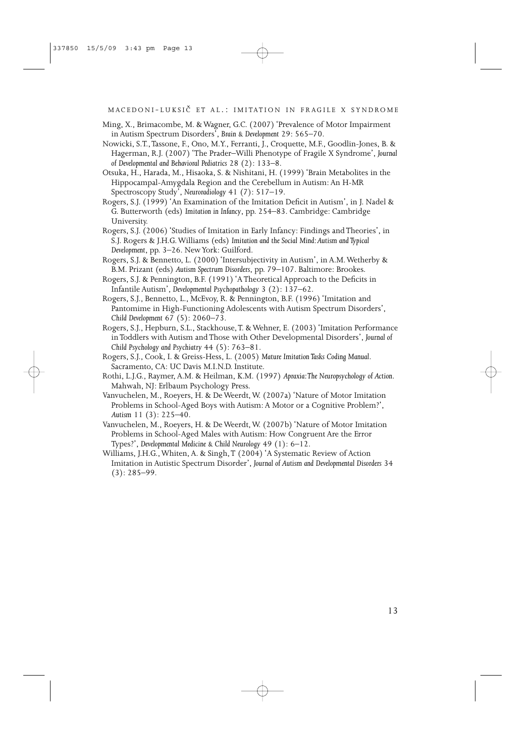Ming, X., Brimacombe, M. & Wagner, G.C. (2007) 'Prevalence of Motor Impairment in Autism Spectrum Disorders', *Brain & Development* 29: 565–70.

Nowicki, S.T., Tassone, F., Ono, M.Y., Ferranti, J., Croquette, M.F., Goodlin-Jones, B. & Hagerman, R.J. (2007) 'The Prader–Willi Phenotype of Fragile X Syndrome', *Journal of Developmental and Behavioral Pediatrics* 28 (2): 133–8.

Otsuka, H., Harada, M., Hisaoka, S. & Nishitani, H. (1999) 'Brain Metabolites in the Hippocampal-Amygdala Region and the Cerebellum in Autism: An H-MR Spectroscopy Study', *Neuroradiology* 41 (7): 517–19.

Rogers, S.J. (1999) 'An Examination of the Imitation Deficit in Autism', in J. Nadel & G. Butterworth (eds) *Imitation in Infancy*, pp. 254–83. Cambridge: Cambridge University.

Rogers, S.J. (2006) 'Studies of Imitation in Early Infancy: Findings and Theories', in S.J. Rogers & J.H.G. Williams (eds) *Imitation and the Social Mind: Autism and Typical Development*, pp. 3–26. New York: Guilford.

Rogers, S.J. & Bennetto, L. (2000) 'Intersubjectivity in Autism', in A.M. Wetherby & B.M. Prizant (eds) *Autism Spectrum Disorders*, pp. 79–107. Baltimore: Brookes.

Rogers, S.J. & Pennington, B.F. (1991) 'A Theoretical Approach to the Deficits in Infantile Autism', *Developmental Psychopathology* 3 (2): 137–62.

Rogers, S.J., Bennetto, L., McEvoy, R. & Pennington, B.F. (1996) 'Imitation and Pantomime in High-Functioning Adolescents with Autism Spectrum Disorders', *Child Development* 67 (5): 2060–73.

Rogers, S.J., Hepburn, S.L., Stackhouse, T. & Wehner, E. (2003) 'Imitation Performance in Toddlers with Autism and Those with Other Developmental Disorders', *Journal of Child Psychology and Psychiatry* 44 (5): 763–81.

Rogers, S.J., Cook, I. & Greiss-Hess, L. (2005) *Mature Imitation Tasks Coding Manual*. Sacramento, CA: UC Davis M.I.N.D. Institute.

Rothi, L.J.G., Raymer, A.M. & Heilman, K.M. (1997) *Apraxia: The Neuropsychology of Action*. Mahwah, NJ: Erlbaum Psychology Press.

Vanvuchelen, M., Roeyers, H. & De Weerdt, W. (2007a) 'Nature of Motor Imitation Problems in School-Aged Boys with Autism: A Motor or a Cognitive Problem?', *Autism* 11 (3): 225–40.

Vanvuchelen, M., Roeyers, H. & De Weerdt, W. (2007b) 'Nature of Motor Imitation Problems in School-Aged Males with Autism: How Congruent Are the Error Types?', *Developmental Medicine & Child Neurology* 49 (1): 6–12.

Williams, J.H.G., Whiten, A. & Singh, T (2004) 'A Systematic Review of Action Imitation in Autistic Spectrum Disorder', *Journal of Autism and Developmental Disorders* 34 (3): 285–99.